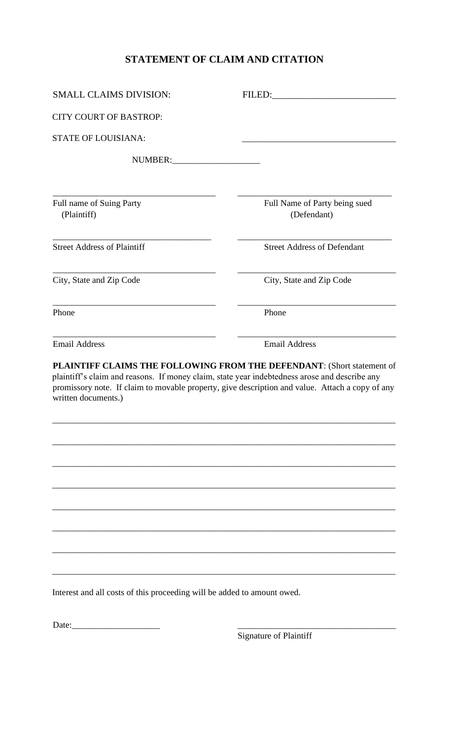# STATEMENT OF CLAIM AND CITATION

SMALL CLAIMS DIVISION: FILED:___________________________

CITY COURT OF BASTROP:

STATE OF LOUISIANA: ___________________________________

NUMBER:____________________

| | |
|---|---|
| ____________________________________ | ____________________________________ |
| Full name of Suing Party (Plaintiff) | Full Name of Party being sued (Defendant) |
| ____________________________________ | ____________________________________ |
| Street Address of Plaintiff | Street Address of Defendant |
| ____________________________________ | ____________________________________ |
| City, State and Zip Code | City, State and Zip Code |
| ____________________________________ | ____________________________________ |
| Phone | Phone |
| ____________________________________ | ____________________________________ |
| Email Address | Email Address |

**PLAINTIFF CLAIMS THE FOLLOWING FROM THE DEFENDANT**: (Short statement of plaintiff's claim and reasons. If money claim, state year indebtedness arose and describe any promissory note. If claim to movable property, give description and value. Attach a copy of any written documents.)

______________________________________________________________________________

______________________________________________________________________________

______________________________________________________________________________

______________________________________________________________________________

______________________________________________________________________________

______________________________________________________________________________

______________________________________________________________________________

______________________________________________________________________________

Interest and all costs of this proceeding will be added to amount owed.

Date:____________________ ____________________________________

Signature of Plaintiff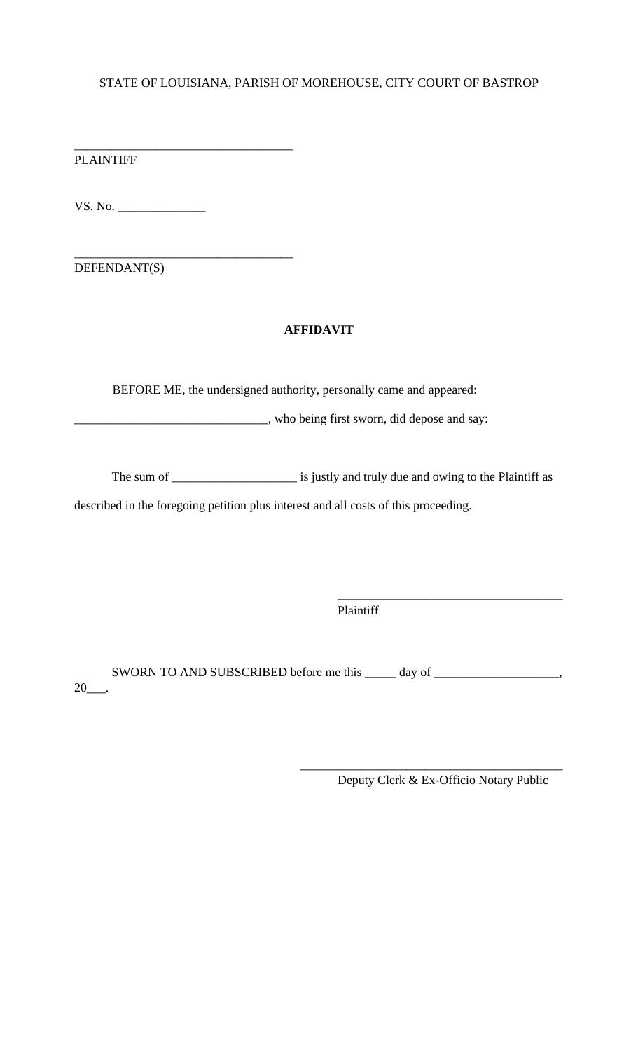STATE OF LOUISIANA, PARISH OF MOREHOUSE, CITY COURT OF BASTROP

___________________________________
PLAINTIFF

VS. No. ______________

___________________________________
DEFENDANT(S)

**AFFIDAVIT**

BEFORE ME, the undersigned authority, personally came and appeared:

_______________________________, who being first sworn, did depose and say:

The sum of ____________________ is justly and truly due and owing to the Plaintiff as described in the foregoing petition plus interest and all costs of this proceeding.

_____________________________________
Plaintiff

SWORN TO AND SUBSCRIBED before me this _____ day of ____________________, 20___.

___________________________________________
Deputy Clerk & Ex-Officio Notary Public